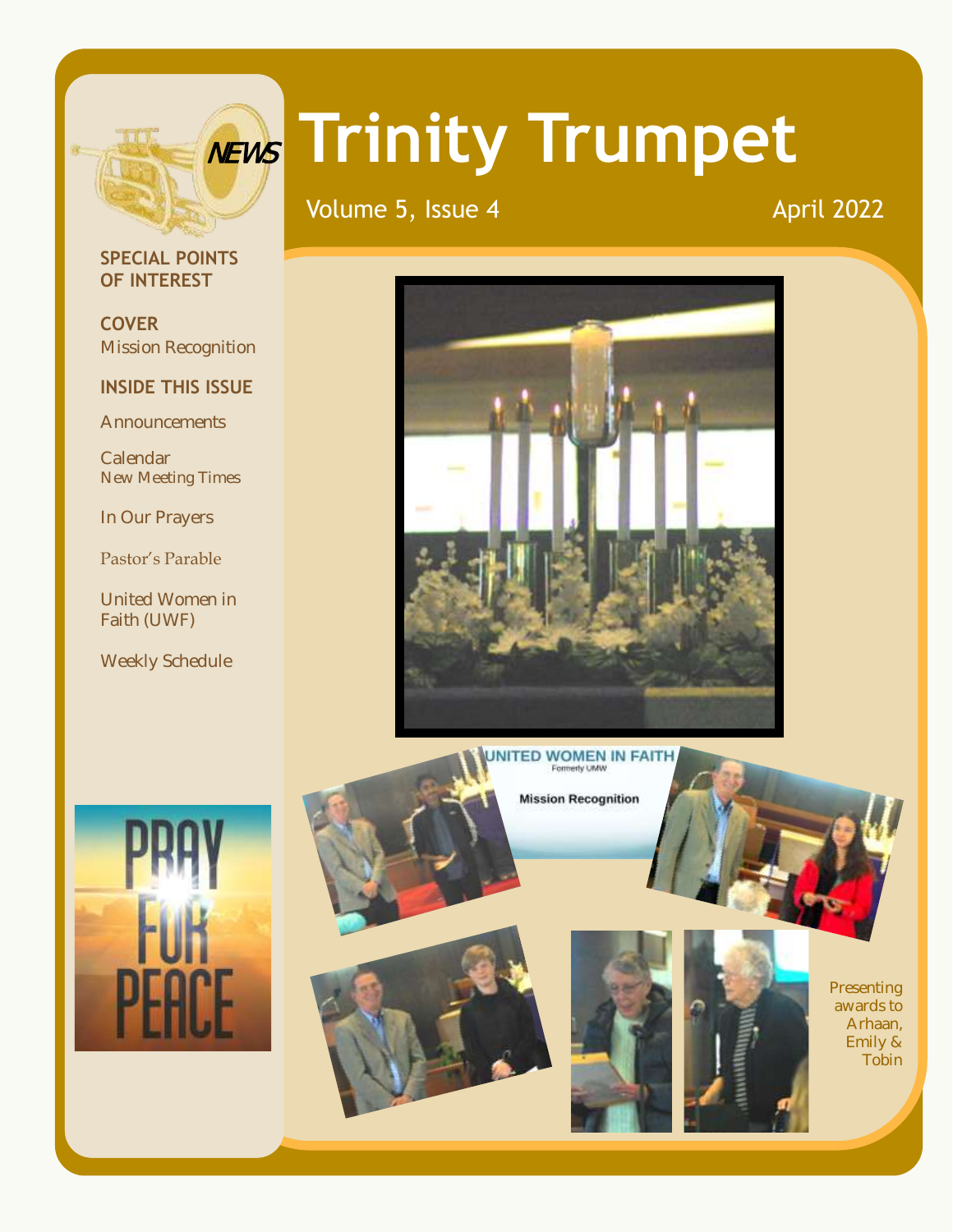# Trinity Trumpet

Volume 5, Issue 4 — April 2022

**SPECIAL POINTS OF INTEREST**

**COVER**
Mission Recognition

**INSIDE THIS ISSUE**

- Announcements
- Calendar
  New Meeting Times
- In Our Prayers
- Pastor's Parable
- United Women in Faith (UWF)
- Weekly Schedule

UNITED WOMEN IN FAITH
Formerly UMW

Mission Recognition

Presenting awards to Arhaan, Emily & Tobin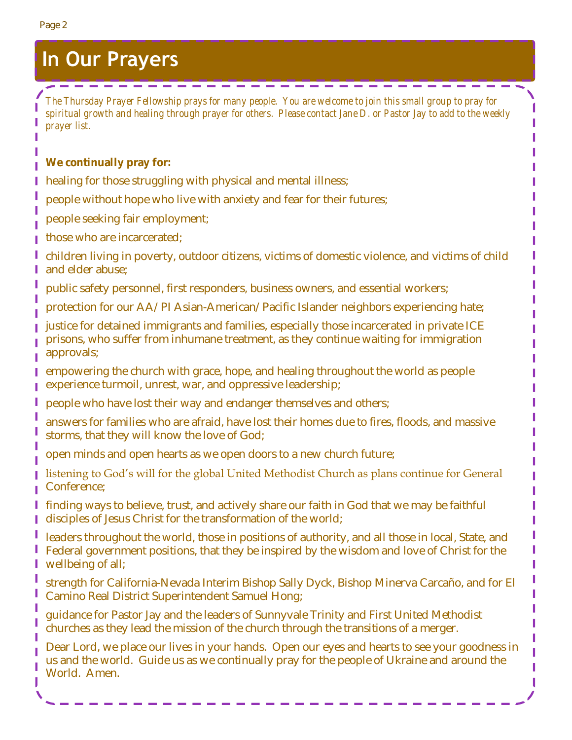# In Our Prayers

*The Thursday Prayer Fellowship prays for many people. You are welcome to join this small group to pray for spiritual growth and healing through prayer for others. Please contact Jane D. or Pastor Jay to add to the weekly prayer list.*

**We continually pray for:**

healing for those struggling with physical and mental illness;

people without hope who live with anxiety and fear for their futures;

people seeking fair employment;

those who are incarcerated;

children living in poverty, outdoor citizens, victims of domestic violence, and victims of child and elder abuse;

public safety personnel, first responders, business owners, and essential workers;

protection for our AA/PI Asian-American/Pacific Islander neighbors experiencing hate;

justice for detained immigrants and families, especially those incarcerated in private ICE prisons, who suffer from inhumane treatment, as they continue waiting for immigration approvals;

empowering the church with grace, hope, and healing throughout the world as people experience turmoil, unrest, war, and oppressive leadership;

people who have lost their way and endanger themselves and others;

answers for families who are afraid, have lost their homes due to fires, floods, and massive storms, that they will know the love of God;

open minds and open hearts as we open doors to a new church future;

listening to God's will for the global United Methodist Church as plans continue for General Conference;

finding ways to believe, trust, and actively share our faith in God that we may be faithful disciples of Jesus Christ for the transformation of the world;

leaders throughout the world, those in positions of authority, and all those in local, State, and Federal government positions, that they be inspired by the wisdom and love of Christ for the wellbeing of all;

strength for California-Nevada Interim Bishop Sally Dyck, Bishop Minerva Carcaño, and for El Camino Real District Superintendent Samuel Hong;

guidance for Pastor Jay and the leaders of Sunnyvale Trinity and First United Methodist churches as they lead the mission of the church through the transitions of a merger.

Dear Lord, we place our lives in your hands. Open our eyes and hearts to see your goodness in us and the world. Guide us as we continually pray for the people of Ukraine and around the World. Amen.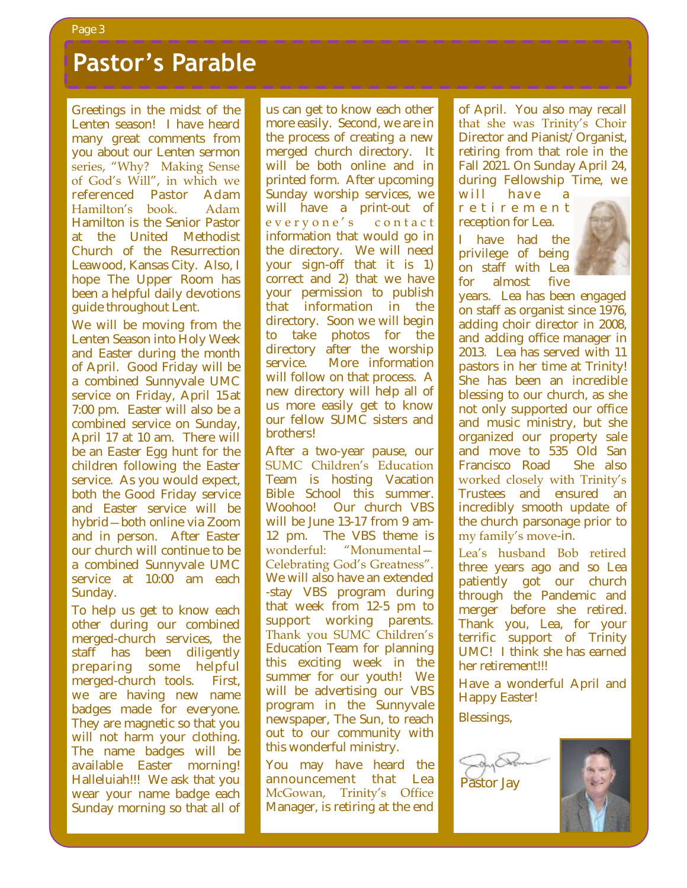# Pastor's Parable

Greetings in the midst of the Lenten season! I have heard many great comments from you about our Lenten sermon series, "Why? Making Sense of God's Will", in which we referenced Pastor Adam Hamilton's book. Adam Hamilton is the Senior Pastor at the United Methodist Church of the Resurrection Leawood, Kansas City. Also, I hope The Upper Room has been a helpful daily devotions guide throughout Lent.

We will be moving from the Lenten Season into Holy Week and Easter during the month of April. Good Friday will be a combined Sunnyvale UMC service on Friday, April 15 at 7:00 pm. Easter will also be a combined service on Sunday, April 17 at 10 am. There will be an Easter Egg hunt for the children following the Easter service. As you would expect, both the Good Friday service and Easter service will be hybrid—both online via Zoom and in person. After Easter our church will continue to be a combined Sunnyvale UMC service at 10:00 am each Sunday.

To help us get to know each other during our combined merged-church services, the staff has been diligently preparing some helpful merged-church tools. First, we are having new name badges made for everyone. They are magnetic so that you will not harm your clothing. The name badges will be available Easter morning! Halleluiah!!! We ask that you wear your name badge each Sunday morning so that all of us can get to know each other more easily. Second, we are in the process of creating a new merged church directory. It will be both online and in printed form. After upcoming Sunday worship services, we will have a print-out of everyone's contact information that would go in the directory. We will need your sign-off that it is 1) correct and 2) that we have your permission to publish that information in the directory. Soon we will begin to take photos for the directory after the worship service. More information will follow on that process. A new directory will help all of us more easily get to know our fellow SUMC sisters and brothers!

After a two-year pause, our SUMC Children's Education Team is hosting Vacation Bible School this summer. Woohoo! Our church VBS will be June 13-17 from 9 am-12 pm. The VBS theme is wonderful: "Monumental—Celebrating God's Greatness". We will also have an extended-stay VBS program during that week from 12-5 pm to support working parents. Thank you SUMC Children's Education Team for planning this exciting week in the summer for our youth! We will be advertising our VBS program in the Sunnyvale newspaper, The Sun, to reach out to our community with this wonderful ministry.

You may have heard the announcement that Lea McGowan, Trinity's Office Manager, is retiring at the end of April. You also may recall that she was Trinity's Choir Director and Pianist/Organist, retiring from that role in the Fall 2021. On Sunday April 24, during Fellowship Time, we will have a retirement reception for Lea.

I have had the privilege of being on staff with Lea for almost five years. Lea has been engaged on staff as organist since 1976, adding choir director in 2008, and adding office manager in 2013. Lea has served with 11 pastors in her time at Trinity! She has been an incredible blessing to our church, as she not only supported our office and music ministry, but she organized our property sale and move to 535 Old San Francisco Road She also worked closely with Trinity's Trustees and ensured an incredibly smooth update of the church parsonage prior to my family's move-in.

Lea's husband Bob retired three years ago and so Lea patiently got our church through the Pandemic and merger before she retired. Thank you, Lea, for your terrific support of Trinity UMC! I think she has earned her retirement!!!

Have a wonderful April and Happy Easter!

Blessings,

Pastor Jay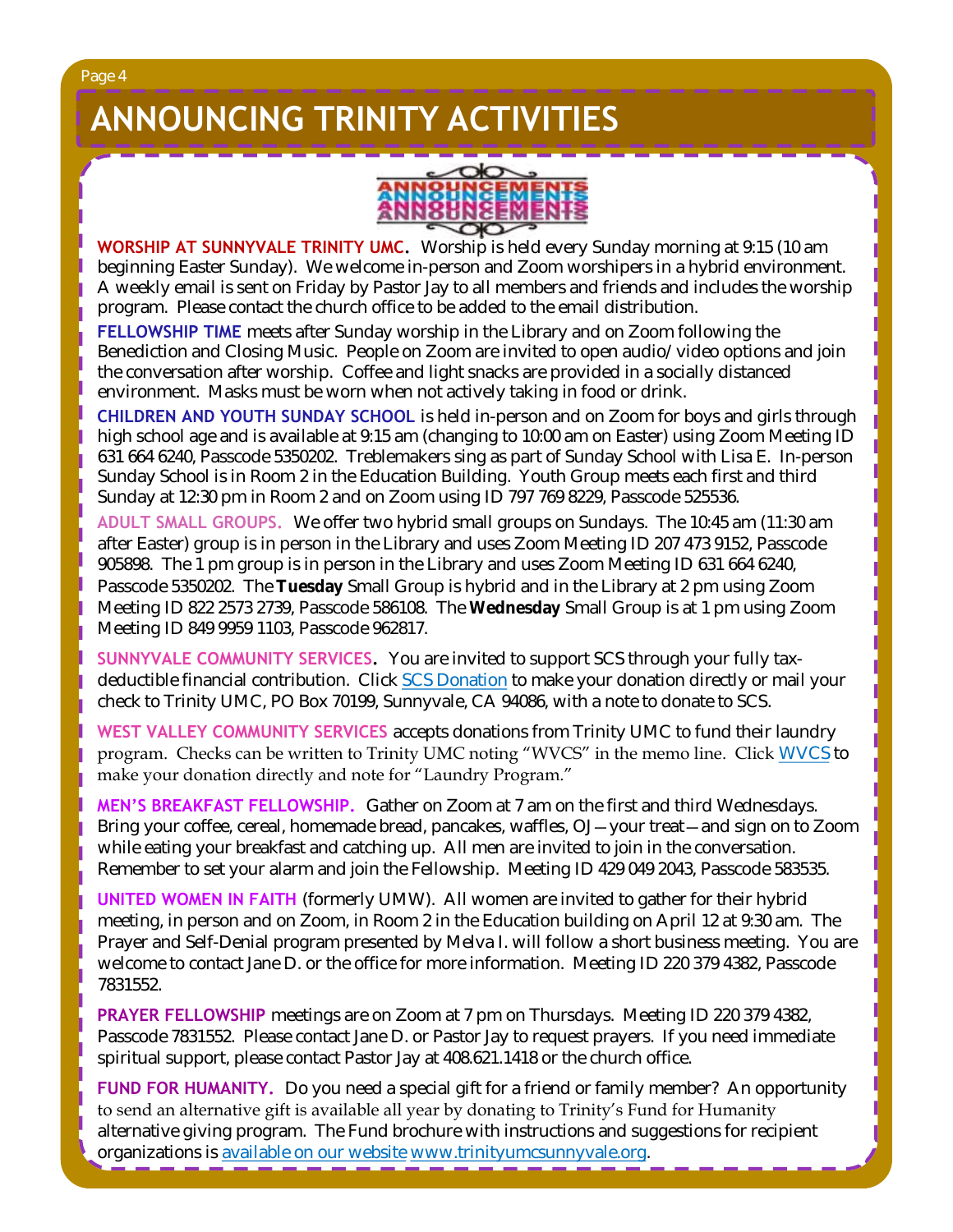# ANNOUNCING TRINITY ACTIVITIES

**WORSHIP AT SUNNYVALE TRINITY UMC.** Worship is held every Sunday morning at 9:15 (10 am beginning Easter Sunday). We welcome in-person and Zoom worshipers in a hybrid environment. A weekly email is sent on Friday by Pastor Jay to all members and friends and includes the worship program. Please contact the church office to be added to the email distribution.

**FELLOWSHIP TIME** meets after Sunday worship in the Library and on Zoom following the Benediction and Closing Music. People on Zoom are invited to open audio/video options and join the conversation after worship. Coffee and light snacks are provided in a socially distanced environment. Masks must be worn when not actively taking in food or drink.

**CHILDREN AND YOUTH SUNDAY SCHOOL** is held in-person and on Zoom for boys and girls through high school age and is available at 9:15 am (changing to 10:00 am on Easter) using Zoom Meeting ID 631 664 6240, Passcode 5350202. Treblemakers sing as part of Sunday School with Lisa E. In-person Sunday School is in Room 2 in the Education Building. Youth Group meets each first and third Sunday at 12:30 pm in Room 2 and on Zoom using ID 797 769 8229, Passcode 525536.

**ADULT SMALL GROUPS.** We offer two hybrid small groups on Sundays. The 10:45 am (11:30 am after Easter) group is in person in the Library and uses Zoom Meeting ID 207 473 9152, Passcode 905898. The 1 pm group is in person in the Library and uses Zoom Meeting ID 631 664 6240, Passcode 5350202. The **Tuesday** Small Group is hybrid and in the Library at 2 pm using Zoom Meeting ID 822 2573 2739, Passcode 586108. The **Wednesday** Small Group is at 1 pm using Zoom Meeting ID 849 9959 1103, Passcode 962817.

**SUNNYVALE COMMUNITY SERVICES.** You are invited to support SCS through your fully tax-deductible financial contribution. Click SCS Donation to make your donation directly or mail your check to Trinity UMC, PO Box 70199, Sunnyvale, CA 94086, with a note to donate to SCS.

**WEST VALLEY COMMUNITY SERVICES** accepts donations from Trinity UMC to fund their laundry program. Checks can be written to Trinity UMC noting "WVCS" in the memo line. Click WVCS to make your donation directly and note for "Laundry Program."

**MEN'S BREAKFAST FELLOWSHIP.** Gather on Zoom at 7 am on the first and third Wednesdays. Bring your coffee, cereal, homemade bread, pancakes, waffles, OJ—your treat—and sign on to Zoom while eating your breakfast and catching up. All men are invited to join in the conversation. Remember to set your alarm and join the Fellowship. Meeting ID 429 049 2043, Passcode 583535.

**UNITED WOMEN IN FAITH** (formerly UMW). All women are invited to gather for their hybrid meeting, in person and on Zoom, in Room 2 in the Education building on April 12 at 9:30 am. The Prayer and Self-Denial program presented by Melva I. will follow a short business meeting. You are welcome to contact Jane D. or the office for more information. Meeting ID 220 379 4382, Passcode 7831552.

**PRAYER FELLOWSHIP** meetings are on Zoom at 7 pm on Thursdays. Meeting ID 220 379 4382, Passcode 7831552. Please contact Jane D. or Pastor Jay to request prayers. If you need immediate spiritual support, please contact Pastor Jay at 408.621.1418 or the church office.

**FUND FOR HUMANITY.** Do you need a special gift for a friend or family member? An opportunity to send an alternative gift is available all year by donating to Trinity's Fund for Humanity alternative giving program. The Fund brochure with instructions and suggestions for recipient organizations is available on our website www.trinityumcsunnyvale.org.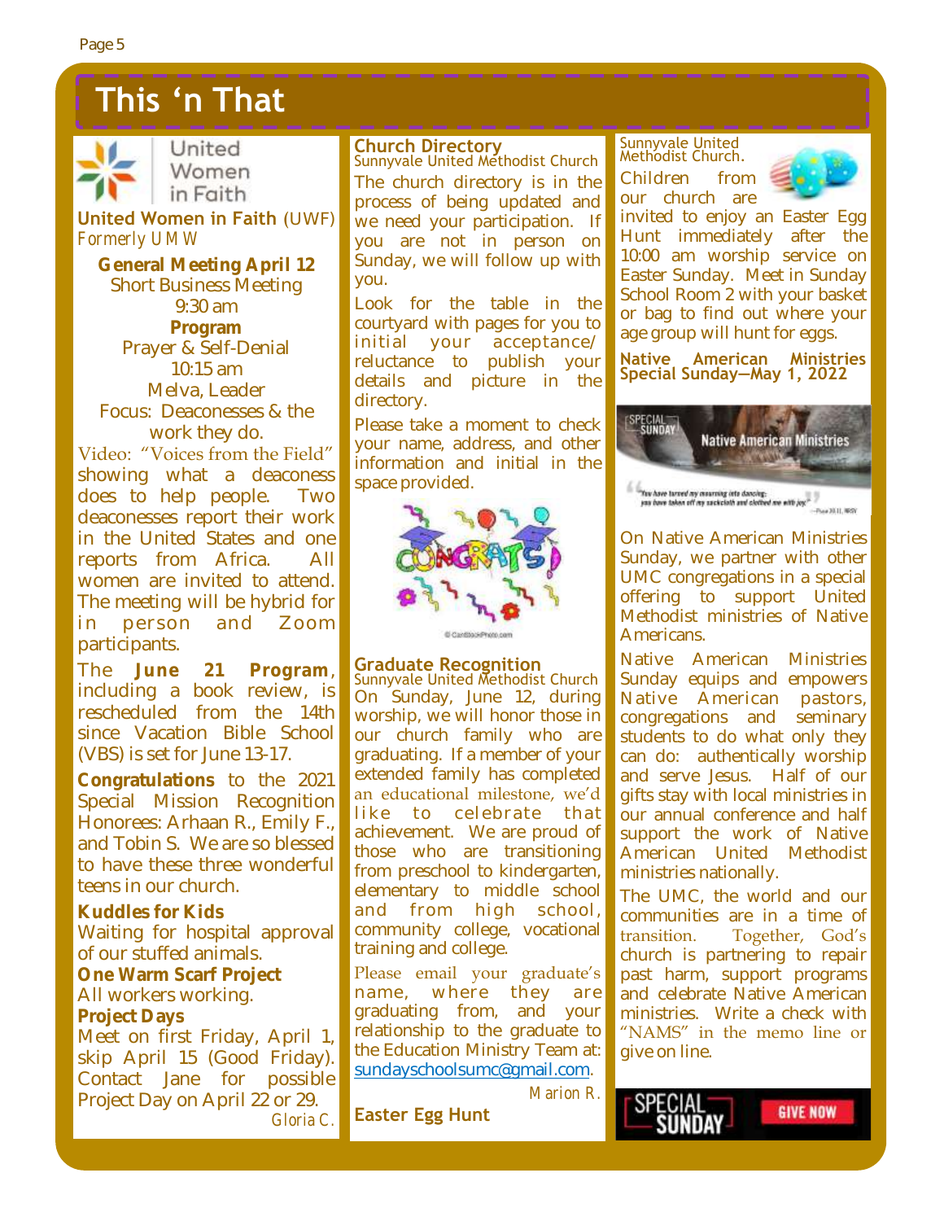# This 'n That

United Women in Faith

**United Women in Faith** (UWF)
*Formerly UMW*

**General Meeting April 12**
Short Business Meeting
9:30 am
**Program**
Prayer & Self-Denial
10:15 am
Melva, Leader
Focus: Deaconesses & the work they do.

Video: "Voices from the Field" showing what a deaconess does to help people. Two deaconesses report their work in the United States and one reports from Africa. All women are invited to attend. The meeting will be hybrid for in person and Zoom participants.

The **June 21 Program**, including a book review, is rescheduled from the 14th since Vacation Bible School (VBS) is set for June 13-17.

**Congratulations** to the 2021 Special Mission Recognition Honorees: Arhaan R., Emily F., and Tobin S. We are so blessed to have these three wonderful teens in our church.

**Kuddles for Kids**
Waiting for hospital approval of our stuffed animals.

**One Warm Scarf Project**
All workers working.

**Project Days**
Meet on first Friday, April 1, skip April 15 (Good Friday). Contact Jane for possible Project Day on April 22 or 29.

*Gloria C.*

## Church Directory
Sunnyvale United Methodist Church

The church directory is in the process of being updated and we need your participation. If you are not in person on Sunday, we will follow up with you.

Look for the table in the courtyard with pages for you to initial your acceptance/ reluctance to publish your details and picture in the directory.

Please take a moment to check your name, address, and other information and initial in the space provided.

## Graduate Recognition
Sunnyvale United Methodist Church

On Sunday, June 12, during worship, we will honor those in our church family who are graduating. If a member of your extended family has completed an educational milestone, we'd like to celebrate that achievement. We are proud of those who are transitioning from preschool to kindergarten, elementary to middle school and from high school, community college, vocational training and college.

Please email your graduate's name, where they are graduating from, and your relationship to the graduate to the Education Ministry Team at: sundayschoolsumc@gmail.com.

*Marion R.*

## Easter Egg Hunt
Sunnyvale United Methodist Church.

Children from our church are invited to enjoy an Easter Egg Hunt immediately after the 10:00 am worship service on Easter Sunday. Meet in Sunday School Room 2 with your basket or bag to find out where your age group will hunt for eggs.

## Native American Ministries Special Sunday—May 1, 2022

On Native American Ministries Sunday, we partner with other UMC congregations in a special offering to support United Methodist ministries of Native Americans.

Native American Ministries Sunday equips and empowers Native American pastors, congregations and seminary students to do what only they can do: authentically worship and serve Jesus. Half of our gifts stay with local ministries in our annual conference and half support the work of Native American United Methodist ministries nationally.

The UMC, the world and our communities are in a time of transition. Together, God's church is partnering to repair past harm, support programs and celebrate Native American ministries. Write a check with "NAMS" in the memo line or give on line.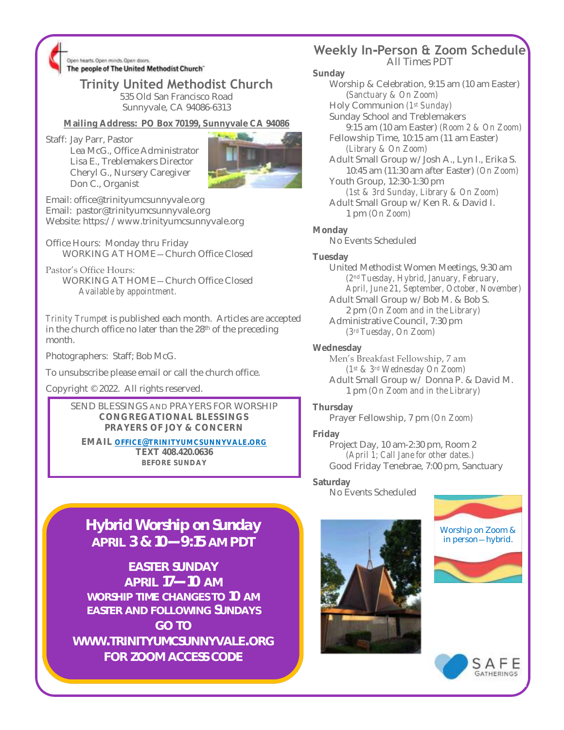Open hearts. Open minds. Open doors.
The people of The United Methodist Church™

## Trinity United Methodist Church

535 Old San Francisco Road
Sunnyvale, CA 94086-6313

**Mailing Address: PO Box 70199, Sunnyvale CA 94086**

Staff: Jay Parr, Pastor
Lea McG., Office Administrator
Lisa E., Treblemakers Director
Cheryl G., Nursery Caregiver
Don C., Organist

Email: office@trinityumcsunnyvale.org
Email: pastor@trinityumcsunnyvale.org
Website: https://www.trinityumcsunnyvale.org

Office Hours: Monday thru Friday
WORKING AT HOME—Church Office Closed

Pastor's Office Hours:
WORKING AT HOME—Church Office Closed
*Available by appointment.*

*Trinity Trumpet* is published each month. Articles are accepted in the church office no later than the 28th of the preceding month.

Photographers: Staff; Bob McG.

To unsubscribe please email or call the church office.

Copyright © 2022. All rights reserved.

SEND BLESSINGS AND PRAYERS FOR WORSHIP
**CONGREGATIONAL BLESSINGS**
**PRAYERS OF JOY & CONCERN**
**EMAIL OFFICE@TRINITYUMCSUNNYVALE.ORG**
**TEXT 408.420.0636**
**BEFORE SUNDAY**

## Hybrid Worship on Sunday
**APRIL 3 & 10—9:15 AM PDT**

**EASTER SUNDAY**
**APRIL 17—10 AM**
**WORSHIP TIME CHANGES TO 10 AM**
**EASTER AND FOLLOWING SUNDAYS**
**GO TO**
**WWW.TRINITYUMCSUNNYVALE.ORG**
**FOR ZOOM ACCESS CODE**

## Weekly In-Person & Zoom Schedule
All Times PDT

**Sunday**
Worship & Celebration, 9:15 am (10 am Easter)
*(Sanctuary & On Zoom)*
Holy Communion *(1st Sunday)*
Sunday School and Treblemakers
9:15 am (10 am Easter) *(Room 2 & On Zoom)*
Fellowship Time, 10:15 am (11 am Easter)
*(Library & On Zoom)*
Adult Small Group w/ Josh A., Lyn I., Erika S.
10:45 am (11:30 am after Easter) *(On Zoom)*
Youth Group, 12:30-1:30 pm
*(1st & 3rd Sunday, Library & On Zoom)*
Adult Small Group w/ Ken R. & David I.
1 pm *(On Zoom)*

**Monday**
No Events Scheduled

**Tuesday**
United Methodist Women Meetings, 9:30 am
*(2nd Tuesday, Hybrid, January, February, April, June 21, September, October, November)*
Adult Small Group w/ Bob M. & Bob S.
2 pm *(On Zoom and in the Library)*
Administrative Council, 7:30 pm
*(3rd Tuesday, On Zoom)*

**Wednesday**
Men's Breakfast Fellowship, 7 am
*(1st & 3rd Wednesday On Zoom)*
Adult Small Group w/ Donna P. & David M.
1 pm *(On Zoom and in the Library)*

**Thursday**
Prayer Fellowship, 7 pm *(On Zoom)*

**Friday**
Project Day, 10 am-2:30 pm, Room 2
*(April 1; Call Jane for other dates.)*
Good Friday Tenebrae, 7:00 pm, Sanctuary

**Saturday**
No Events Scheduled

Worship on Zoom & in person—hybrid.

SAFE GATHERINGS